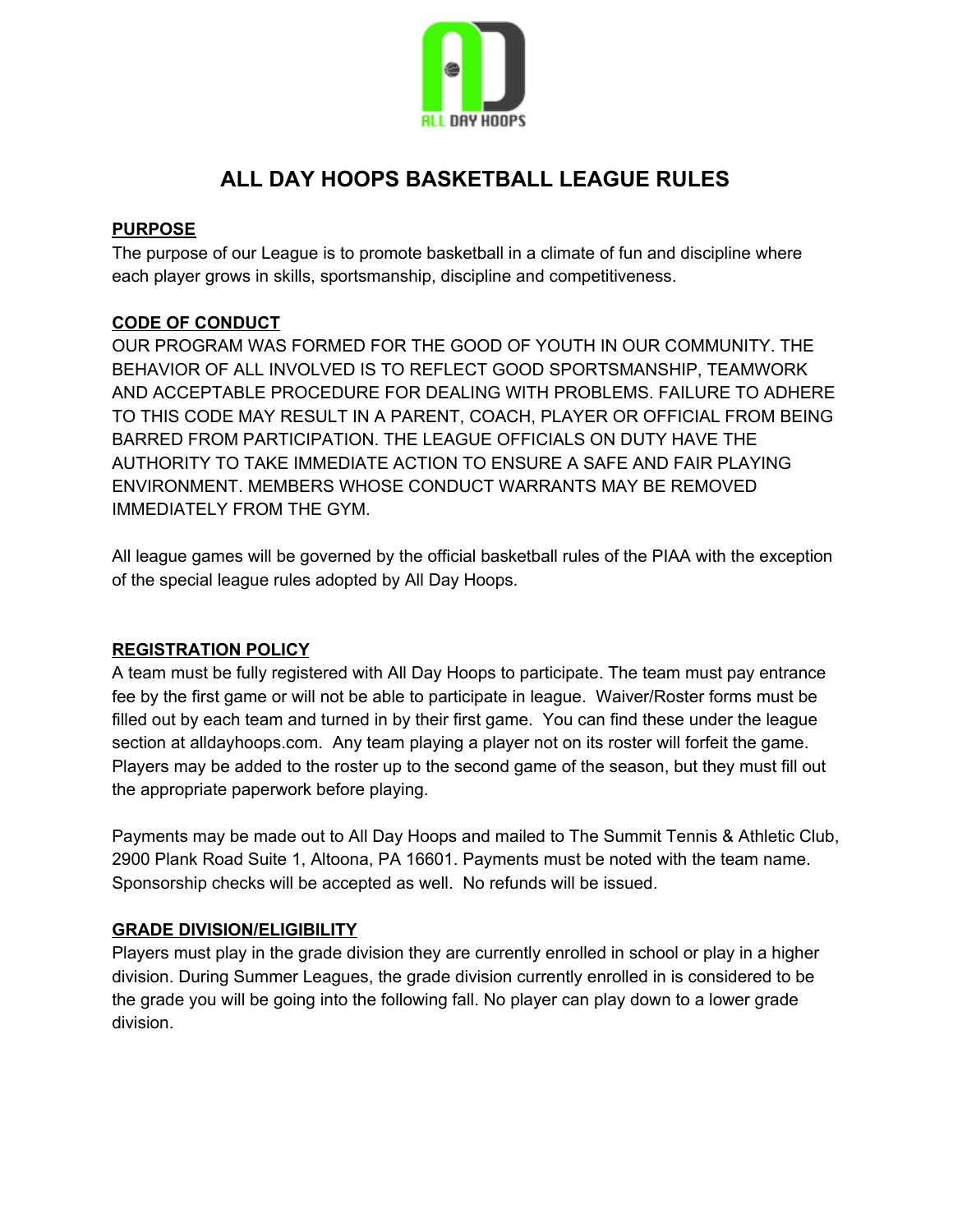# ALL DAY HOOPS BASKETBALL LEAGUE RULES

## PURPOSE

The purpose of our League is to promote basketball in a climate of fun and discipline where each player grows in skills, sportsmanship, discipline and competitiveness.

## CODE OF CONDUCT

OUR PROGRAM WAS FORMED FOR THE GOOD OF YOUTH IN OUR COMMUNITY. THE BEHAVIOR OF ALL INVOLVED IS TO REFLECT GOOD SPORTSMANSHIP, TEAMWORK AND ACCEPTABLE PROCEDURE FOR DEALING WITH PROBLEMS. FAILURE TO ADHERE TO THIS CODE MAY RESULT IN A PARENT, COACH, PLAYER OR OFFICIAL FROM BEING BARRED FROM PARTICIPATION. THE LEAGUE OFFICIALS ON DUTY HAVE THE AUTHORITY TO TAKE IMMEDIATE ACTION TO ENSURE A SAFE AND FAIR PLAYING ENVIRONMENT. MEMBERS WHOSE CONDUCT WARRANTS MAY BE REMOVED IMMEDIATELY FROM THE GYM.

All league games will be governed by the official basketball rules of the PIAA with the exception of the special league rules adopted by All Day Hoops.

## REGISTRATION POLICY

A team must be fully registered with All Day Hoops to participate. The team must pay entrance fee by the first game or will not be able to participate in league. Waiver/Roster forms must be filled out by each team and turned in by their first game. You can find these under the league section at alldayhoops.com. Any team playing a player not on its roster will forfeit the game. Players may be added to the roster up to the second game of the season, but they must fill out the appropriate paperwork before playing.

Payments may be made out to All Day Hoops and mailed to The Summit Tennis & Athletic Club, 2900 Plank Road Suite 1, Altoona, PA 16601. Payments must be noted with the team name. Sponsorship checks will be accepted as well. No refunds will be issued.

## GRADE DIVISION/ELIGIBILITY

Players must play in the grade division they are currently enrolled in school or play in a higher division. During Summer Leagues, the grade division currently enrolled in is considered to be the grade you will be going into the following fall. No player can play down to a lower grade division.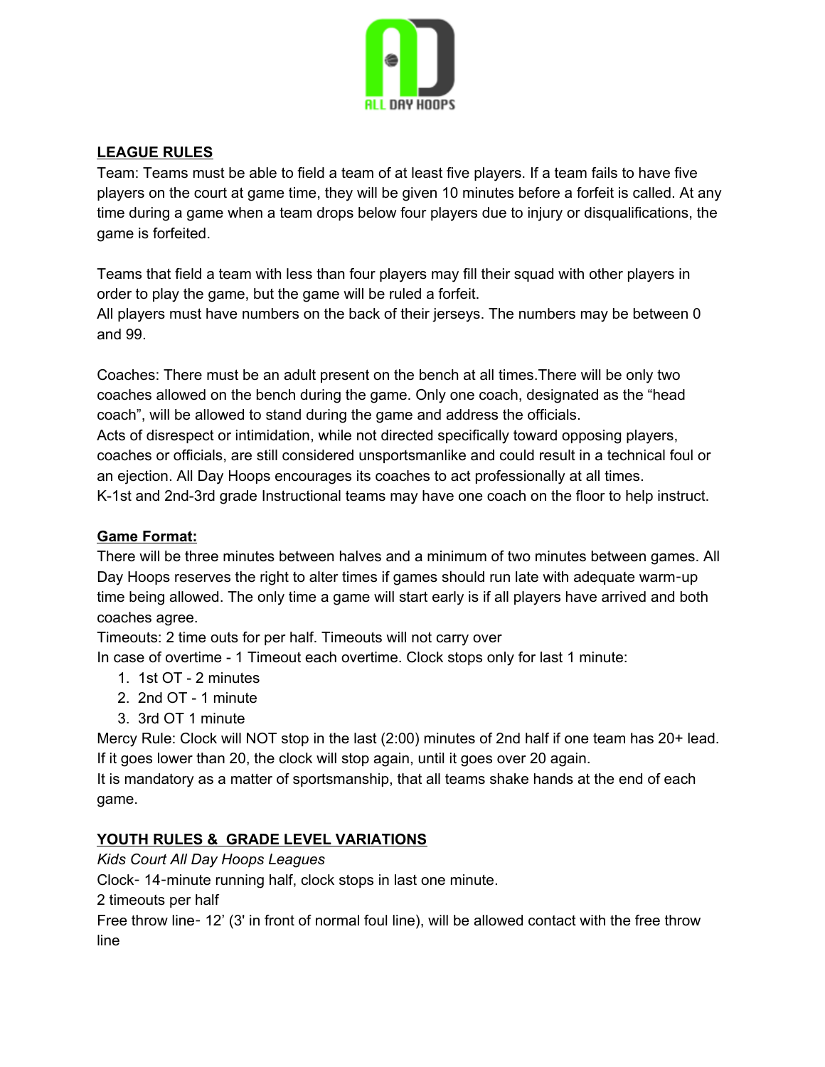## LEAGUE RULES

Team: Teams must be able to field a team of at least five players. If a team fails to have five players on the court at game time, they will be given 10 minutes before a forfeit is called. At any time during a game when a team drops below four players due to injury or disqualifications, the game is forfeited.

Teams that field a team with less than four players may fill their squad with other players in order to play the game, but the game will be ruled a forfeit.
All players must have numbers on the back of their jerseys. The numbers may be between 0 and 99.

Coaches: There must be an adult present on the bench at all times.There will be only two coaches allowed on the bench during the game. Only one coach, designated as the "head coach", will be allowed to stand during the game and address the officials.
Acts of disrespect or intimidation, while not directed specifically toward opposing players, coaches or officials, are still considered unsportsmanlike and could result in a technical foul or an ejection. All Day Hoops encourages its coaches to act professionally at all times.
K-1st and 2nd-3rd grade Instructional teams may have one coach on the floor to help instruct.

## Game Format:

There will be three minutes between halves and a minimum of two minutes between games. All Day Hoops reserves the right to alter times if games should run late with adequate warm-up time being allowed. The only time a game will start early is if all players have arrived and both coaches agree.
Timeouts: 2 time outs for per half. Timeouts will not carry over
In case of overtime - 1 Timeout each overtime. Clock stops only for last 1 minute:

1. 1st OT - 2 minutes
2. 2nd OT - 1 minute
3. 3rd OT 1 minute

Mercy Rule: Clock will NOT stop in the last (2:00) minutes of 2nd half if one team has 20+ lead. If it goes lower than 20, the clock will stop again, until it goes over 20 again.
It is mandatory as a matter of sportsmanship, that all teams shake hands at the end of each game.

## YOUTH RULES & GRADE LEVEL VARIATIONS

*Kids Court All Day Hoops Leagues*
Clock- 14-minute running half, clock stops in last one minute.
2 timeouts per half
Free throw line- 12' (3' in front of normal foul line), will be allowed contact with the free throw line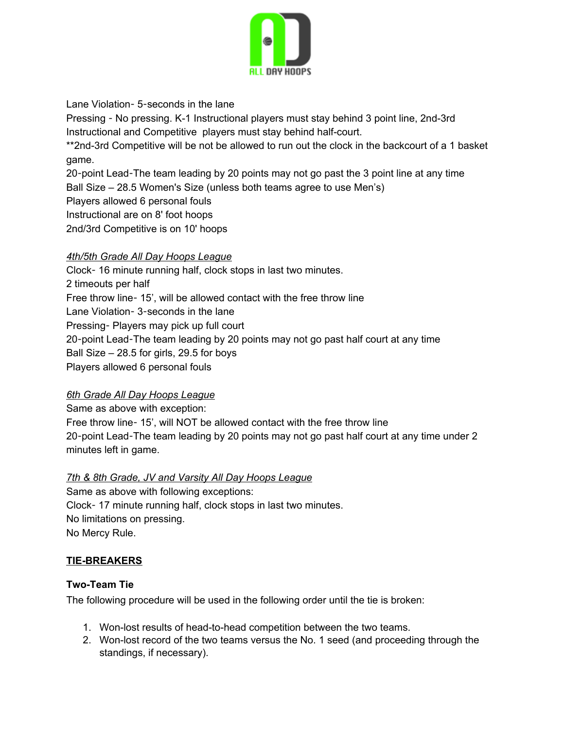Lane Violation- 5-seconds in the lane

Pressing - No pressing. K-1 Instructional players must stay behind 3 point line, 2nd-3rd Instructional and Competitive players must stay behind half-court.

**2nd-3rd Competitive will be not be allowed to run out the clock in the backcourt of a 1 basket game.

20-point Lead-The team leading by 20 points may not go past the 3 point line at any time

Ball Size – 28.5 Women's Size (unless both teams agree to use Men's)

Players allowed 6 personal fouls

Instructional are on 8' foot hoops

2nd/3rd Competitive is on 10' hoops

*4th/5th Grade All Day Hoops League*

Clock- 16 minute running half, clock stops in last two minutes.

2 timeouts per half

Free throw line- 15', will be allowed contact with the free throw line

Lane Violation- 3-seconds in the lane

Pressing- Players may pick up full court

20-point Lead-The team leading by 20 points may not go past half court at any time

Ball Size – 28.5 for girls, 29.5 for boys

Players allowed 6 personal fouls

*6th Grade All Day Hoops League*

Same as above with exception:

Free throw line- 15', will NOT be allowed contact with the free throw line

20-point Lead-The team leading by 20 points may not go past half court at any time under 2 minutes left in game.

*7th & 8th Grade, JV and Varsity All Day Hoops League*

Same as above with following exceptions:

Clock- 17 minute running half, clock stops in last two minutes.

No limitations on pressing.

No Mercy Rule.

## TIE-BREAKERS

### Two-Team Tie

The following procedure will be used in the following order until the tie is broken:

1. Won-lost results of head-to-head competition between the two teams.
2. Won-lost record of the two teams versus the No. 1 seed (and proceeding through the standings, if necessary).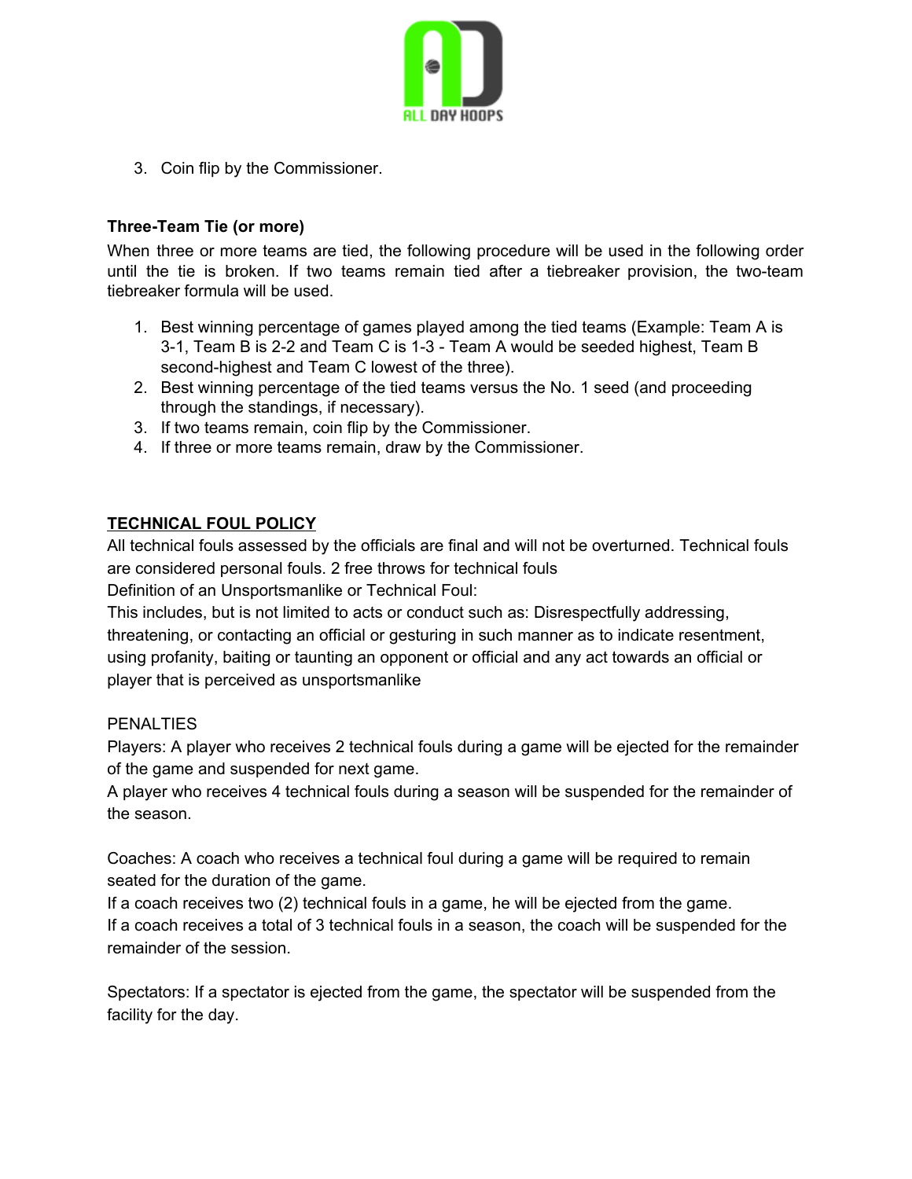3. Coin flip by the Commissioner.

**Three-Team Tie (or more)**

When three or more teams are tied, the following procedure will be used in the following order until the tie is broken. If two teams remain tied after a tiebreaker provision, the two-team tiebreaker formula will be used.

1. Best winning percentage of games played among the tied teams (Example: Team A is 3-1, Team B is 2-2 and Team C is 1-3 - Team A would be seeded highest, Team B second-highest and Team C lowest of the three).
2. Best winning percentage of the tied teams versus the No. 1 seed (and proceeding through the standings, if necessary).
3. If two teams remain, coin flip by the Commissioner.
4. If three or more teams remain, draw by the Commissioner.

## TECHNICAL FOUL POLICY

All technical fouls assessed by the officials are final and will not be overturned. Technical fouls are considered personal fouls. 2 free throws for technical fouls

Definition of an Unsportsmanlike or Technical Foul:

This includes, but is not limited to acts or conduct such as: Disrespectfully addressing, threatening, or contacting an official or gesturing in such manner as to indicate resentment, using profanity, baiting or taunting an opponent or official and any act towards an official or player that is perceived as unsportsmanlike

PENALTIES

Players: A player who receives 2 technical fouls during a game will be ejected for the remainder of the game and suspended for next game.

A player who receives 4 technical fouls during a season will be suspended for the remainder of the season.

Coaches: A coach who receives a technical foul during a game will be required to remain seated for the duration of the game.

If a coach receives two (2) technical fouls in a game, he will be ejected from the game.

If a coach receives a total of 3 technical fouls in a season, the coach will be suspended for the remainder of the session.

Spectators: If a spectator is ejected from the game, the spectator will be suspended from the facility for the day.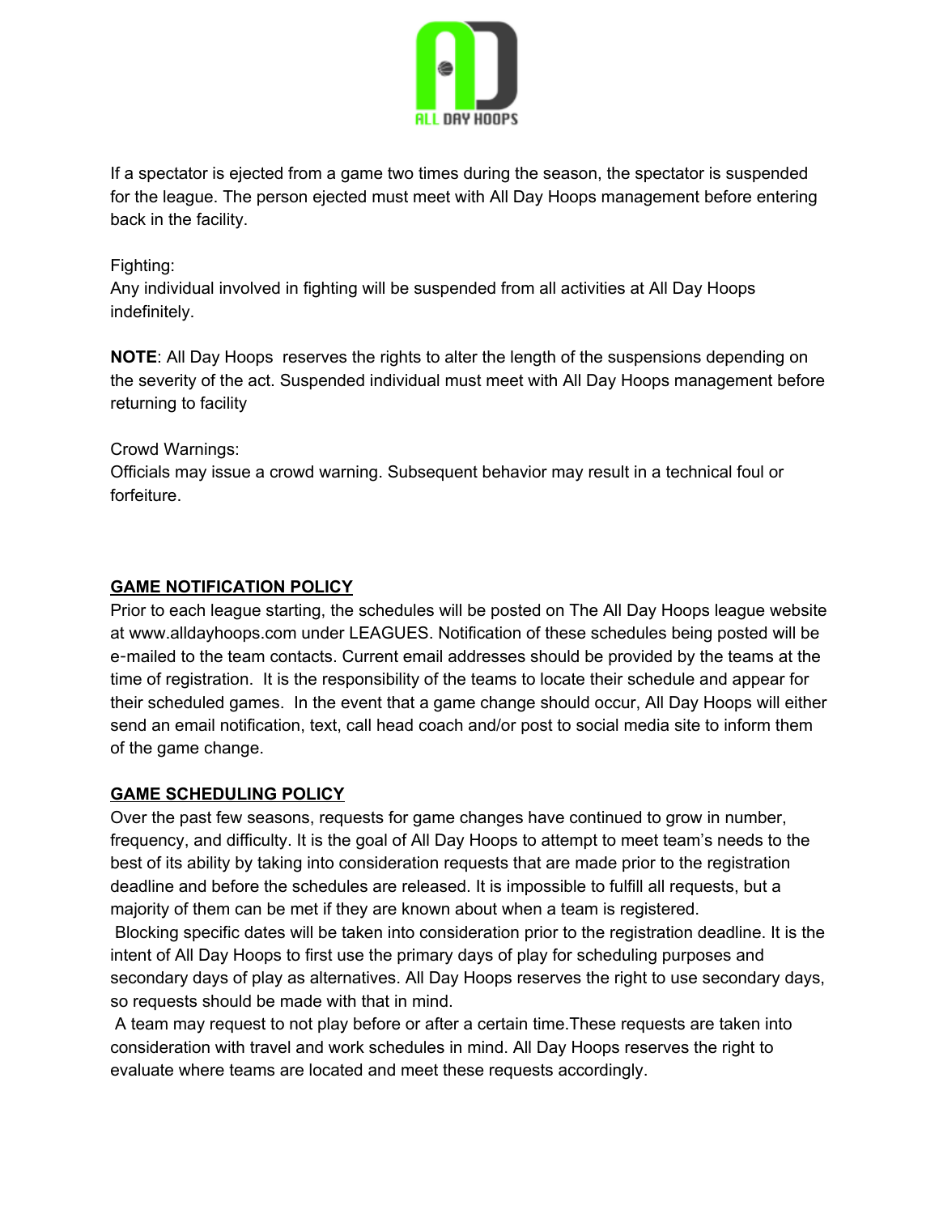If a spectator is ejected from a game two times during the season, the spectator is suspended for the league. The person ejected must meet with All Day Hoops management before entering back in the facility.

Fighting:
Any individual involved in fighting will be suspended from all activities at All Day Hoops indefinitely.

**NOTE**: All Day Hoops reserves the rights to alter the length of the suspensions depending on the severity of the act. Suspended individual must meet with All Day Hoops management before returning to facility

Crowd Warnings:
Officials may issue a crowd warning. Subsequent behavior may result in a technical foul or forfeiture.

## GAME NOTIFICATION POLICY

Prior to each league starting, the schedules will be posted on The All Day Hoops league website at www.alldayhoops.com under LEAGUES. Notification of these schedules being posted will be e-mailed to the team contacts. Current email addresses should be provided by the teams at the time of registration. It is the responsibility of the teams to locate their schedule and appear for their scheduled games. In the event that a game change should occur, All Day Hoops will either send an email notification, text, call head coach and/or post to social media site to inform them of the game change.

## GAME SCHEDULING POLICY

Over the past few seasons, requests for game changes have continued to grow in number, frequency, and difficulty. It is the goal of All Day Hoops to attempt to meet team's needs to the best of its ability by taking into consideration requests that are made prior to the registration deadline and before the schedules are released. It is impossible to fulfill all requests, but a majority of them can be met if they are known about when a team is registered.

Blocking specific dates will be taken into consideration prior to the registration deadline. It is the intent of All Day Hoops to first use the primary days of play for scheduling purposes and secondary days of play as alternatives. All Day Hoops reserves the right to use secondary days, so requests should be made with that in mind.

A team may request to not play before or after a certain time.These requests are taken into consideration with travel and work schedules in mind. All Day Hoops reserves the right to evaluate where teams are located and meet these requests accordingly.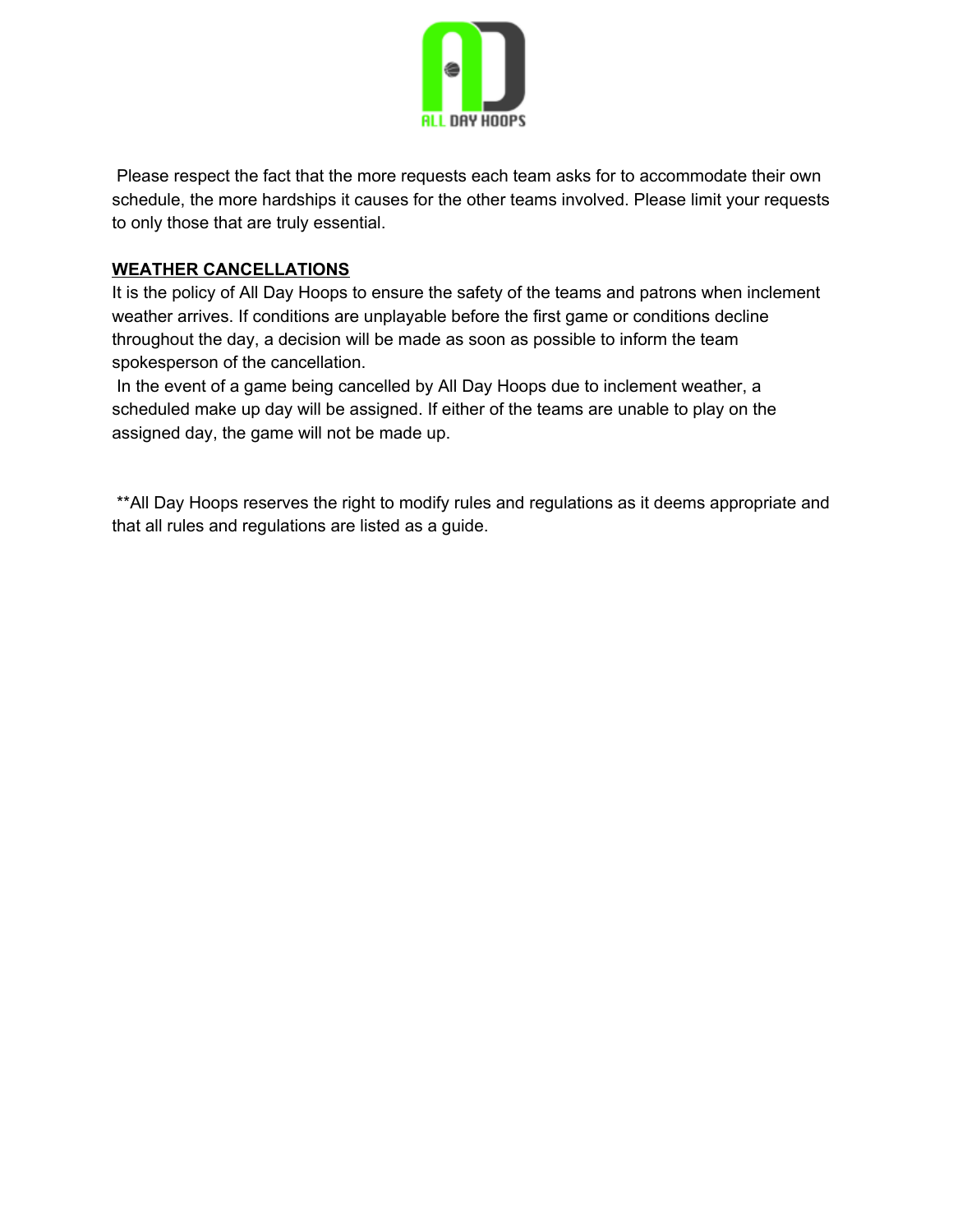Please respect the fact that the more requests each team asks for to accommodate their own schedule, the more hardships it causes for the other teams involved. Please limit your requests to only those that are truly essential.

**WEATHER CANCELLATIONS**

It is the policy of All Day Hoops to ensure the safety of the teams and patrons when inclement weather arrives. If conditions are unplayable before the first game or conditions decline throughout the day, a decision will be made as soon as possible to inform the team spokesperson of the cancellation.

In the event of a game being cancelled by All Day Hoops due to inclement weather, a scheduled make up day will be assigned. If either of the teams are unable to play on the assigned day, the game will not be made up.

**All Day Hoops reserves the right to modify rules and regulations as it deems appropriate and that all rules and regulations are listed as a guide.